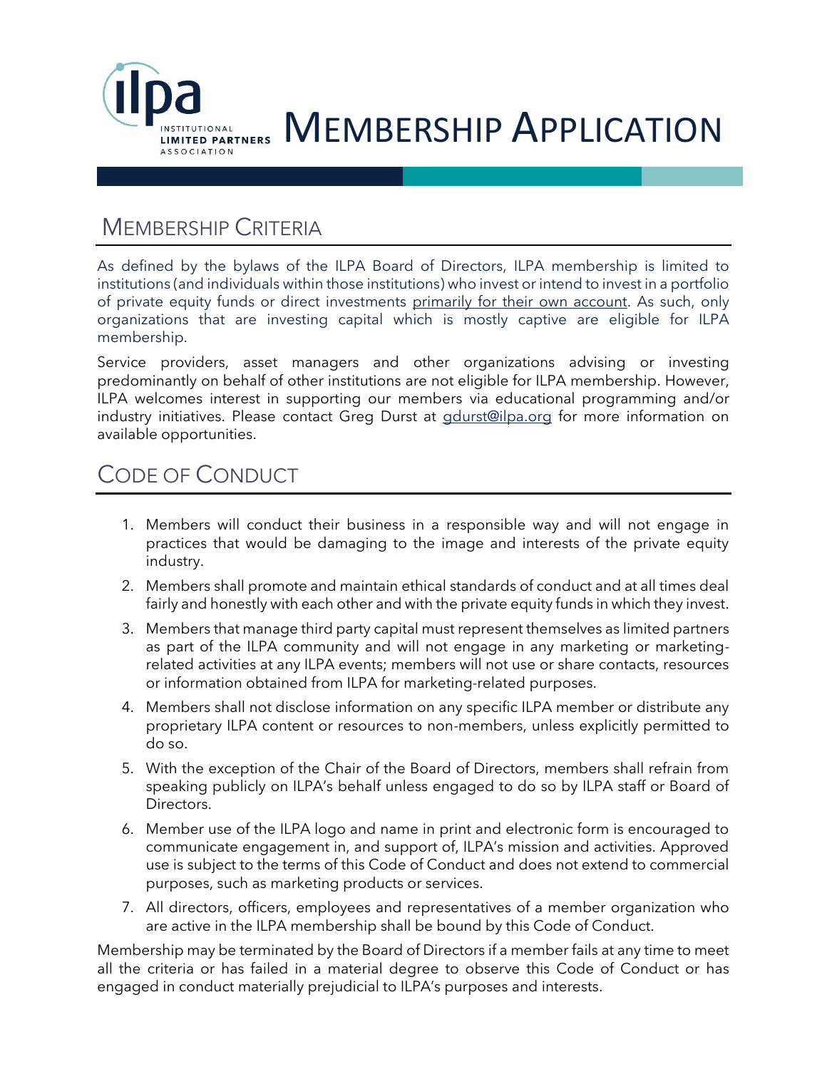# MEMBERSHIP APPLICATION

## MEMBERSHIP CRITERIA

As defined by the bylaws of the ILPA Board of Directors, ILPA membership is limited to institutions (and individuals within those institutions) who invest or intend to invest in a portfolio of private equity funds or direct investments primarily for their own account. As such, only organizations that are investing capital which is mostly captive are eligible for ILPA membership.

Service providers, asset managers and other organizations advising or investing predominantly on behalf of other institutions are not eligible for ILPA membership. However, ILPA welcomes interest in supporting our members via educational programming and/or industry initiatives. Please contact Greg Durst at gdurst@ilpa.org for more information on available opportunities.

## CODE OF CONDUCT

1. Members will conduct their business in a responsible way and will not engage in practices that would be damaging to the image and interests of the private equity industry.
2. Members shall promote and maintain ethical standards of conduct and at all times deal fairly and honestly with each other and with the private equity funds in which they invest.
3. Members that manage third party capital must represent themselves as limited partners as part of the ILPA community and will not engage in any marketing or marketing-related activities at any ILPA events; members will not use or share contacts, resources or information obtained from ILPA for marketing-related purposes.
4. Members shall not disclose information on any specific ILPA member or distribute any proprietary ILPA content or resources to non-members, unless explicitly permitted to do so.
5. With the exception of the Chair of the Board of Directors, members shall refrain from speaking publicly on ILPA's behalf unless engaged to do so by ILPA staff or Board of Directors.
6. Member use of the ILPA logo and name in print and electronic form is encouraged to communicate engagement in, and support of, ILPA's mission and activities. Approved use is subject to the terms of this Code of Conduct and does not extend to commercial purposes, such as marketing products or services.
7. All directors, officers, employees and representatives of a member organization who are active in the ILPA membership shall be bound by this Code of Conduct.

Membership may be terminated by the Board of Directors if a member fails at any time to meet all the criteria or has failed in a material degree to observe this Code of Conduct or has engaged in conduct materially prejudicial to ILPA's purposes and interests.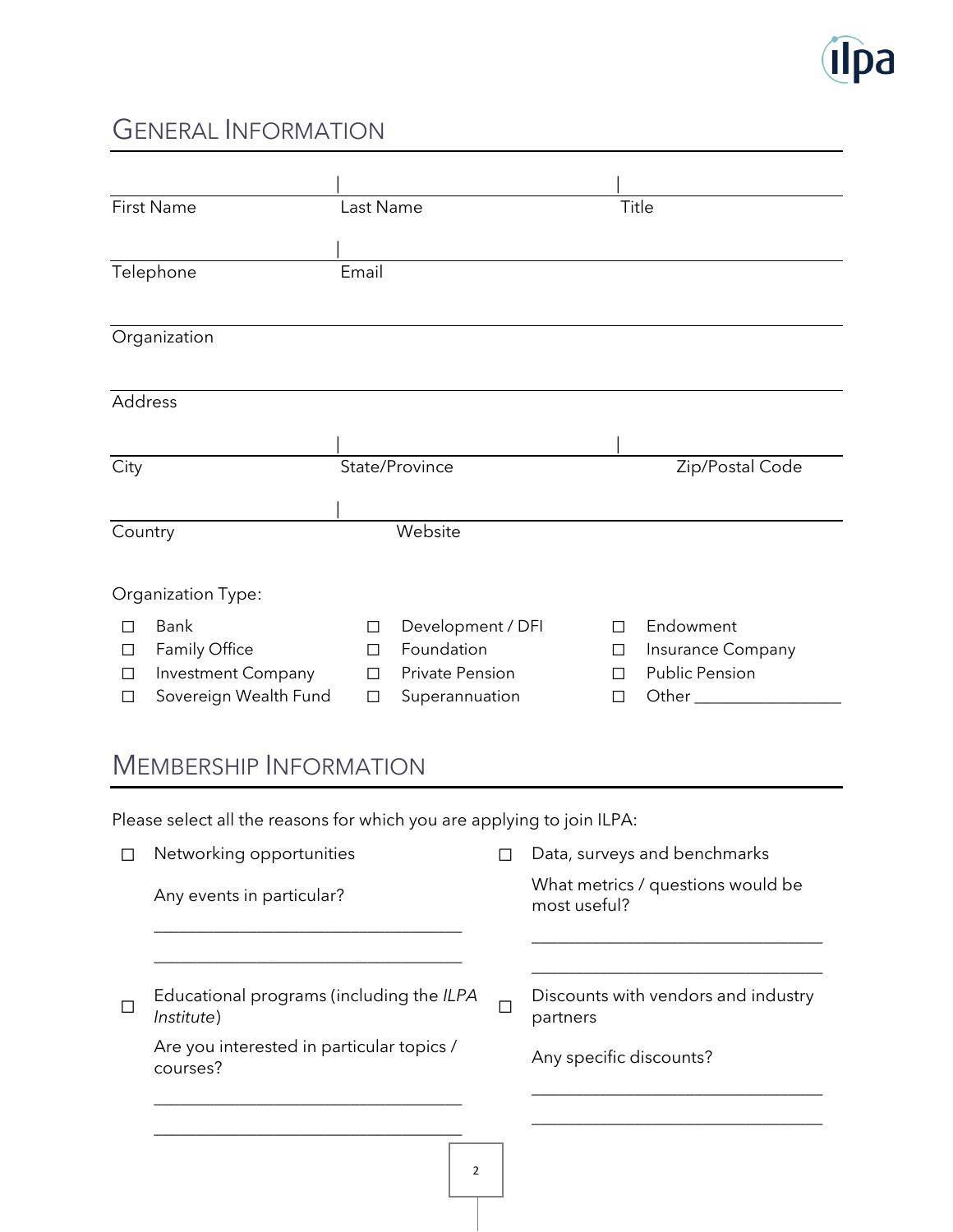## General Information

| First Name | Last Name | Title |
|---|---|---|
| | | |

| Telephone | Email |
|---|---|
| | |

Organization

Address

| City | State/Province | Zip/Postal Code |
|---|---|---|
| | | |

| Country | Website |
|---|---|
| | |

Organization Type:

- ☐ Bank
- ☐ Family Office
- ☐ Investment Company
- ☐ Sovereign Wealth Fund
- ☐ Development / DFI
- ☐ Foundation
- ☐ Private Pension
- ☐ Superannuation
- ☐ Endowment
- ☐ Insurance Company
- ☐ Public Pension
- ☐ Other _________________

## Membership Information

Please select all the reasons for which you are applying to join ILPA:

☐ Networking opportunities

Any events in particular?

___________________________________

___________________________________

☐ Data, surveys and benchmarks

What metrics / questions would be most useful?

___________________________________

___________________________________

☐ Educational programs (including the *ILPA Institute*)

Are you interested in particular topics / courses?

___________________________________

___________________________________

☐ Discounts with vendors and industry partners

Any specific discounts?

___________________________________

___________________________________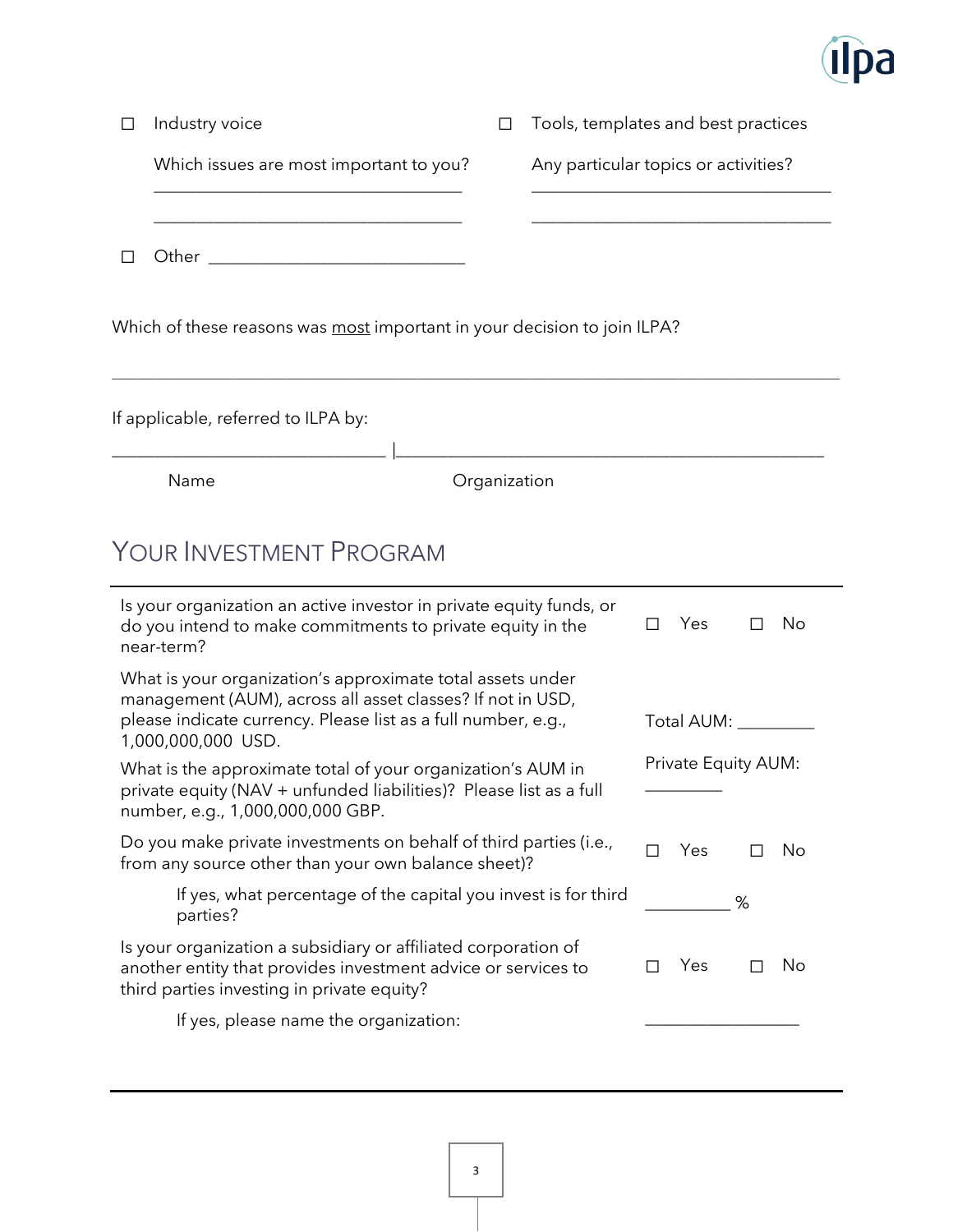☐ Industry voice

Which issues are most important to you?

___________________________________

___________________________________

☐ Tools, templates and best practices

Any particular topics or activities?

___________________________________

___________________________________

☐ Other _____________________________

Which of these reasons was <u>most</u> important in your decision to join ILPA?

_______________________________________________________________________________

If applicable, referred to ILPA by:

______________________________ | _______________________________________________

Name | Organization

## Your Investment Program

| | |
|---|---|
| Is your organization an active investor in private equity funds, or do you intend to make commitments to private equity in the near-term? | ☐ Yes ☐ No |
| What is your organization's approximate total assets under management (AUM), across all asset classes? If not in USD, please indicate currency. Please list as a full number, e.g., 1,000,000,000 USD. | Total AUM: ________ |
| What is the approximate total of your organization's AUM in private equity (NAV + unfunded liabilities)? Please list as a full number, e.g., 1,000,000,000 GBP. | Private Equity AUM: ________ |
| Do you make private investments on behalf of third parties (i.e., from any source other than your own balance sheet)? | ☐ Yes ☐ No |
| If yes, what percentage of the capital you invest is for third parties? | _________ % |
| Is your organization a subsidiary or affiliated corporation of another entity that provides investment advice or services to third parties investing in private equity? | ☐ Yes ☐ No |
| If yes, please name the organization: | _________________ |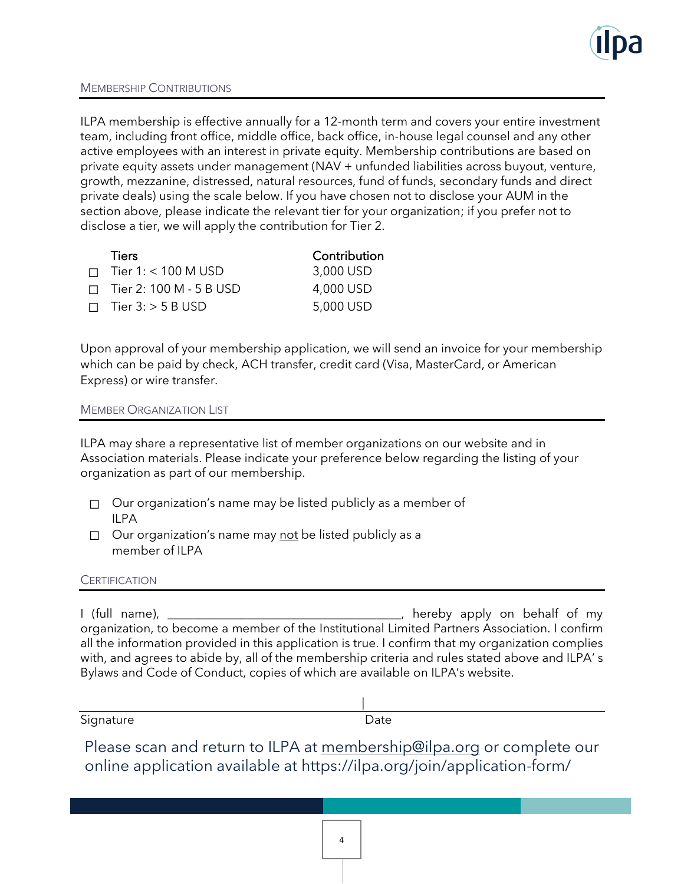## Membership Contributions

ILPA membership is effective annually for a 12-month term and covers your entire investment team, including front office, middle office, back office, in-house legal counsel and any other active employees with an interest in private equity. Membership contributions are based on private equity assets under management (NAV + unfunded liabilities across buyout, venture, growth, mezzanine, distressed, natural resources, fund of funds, secondary funds and direct private deals) using the scale below. If you have chosen not to disclose your AUM in the section above, please indicate the relevant tier for your organization; if you prefer not to disclose a tier, we will apply the contribution for Tier 2.

| | Tiers | Contribution |
|---|---|---|
| ☐ | Tier 1: < 100 M USD | 3,000 USD |
| ☐ | Tier 2: 100 M - 5 B USD | 4,000 USD |
| ☐ | Tier 3: > 5 B USD | 5,000 USD |

Upon approval of your membership application, we will send an invoice for your membership which can be paid by check, ACH transfer, credit card (Visa, MasterCard, or American Express) or wire transfer.

## Member Organization List

ILPA may share a representative list of member organizations on our website and in Association materials. Please indicate your preference below regarding the listing of your organization as part of our membership.

- ☐ Our organization's name may be listed publicly as a member of ILPA
- ☐ Our organization's name may not be listed publicly as a member of ILPA

## Certification

I (full name), ______________________________________, hereby apply on behalf of my organization, to become a member of the Institutional Limited Partners Association. I confirm all the information provided in this application is true. I confirm that my organization complies with, and agrees to abide by, all of the membership criteria and rules stated above and ILPA's Bylaws and Code of Conduct, copies of which are available on ILPA's website.

______________________________________ | ______________________

Signature | Date

Please scan and return to ILPA at membership@ilpa.org or complete our online application available at https://ilpa.org/join/application-form/